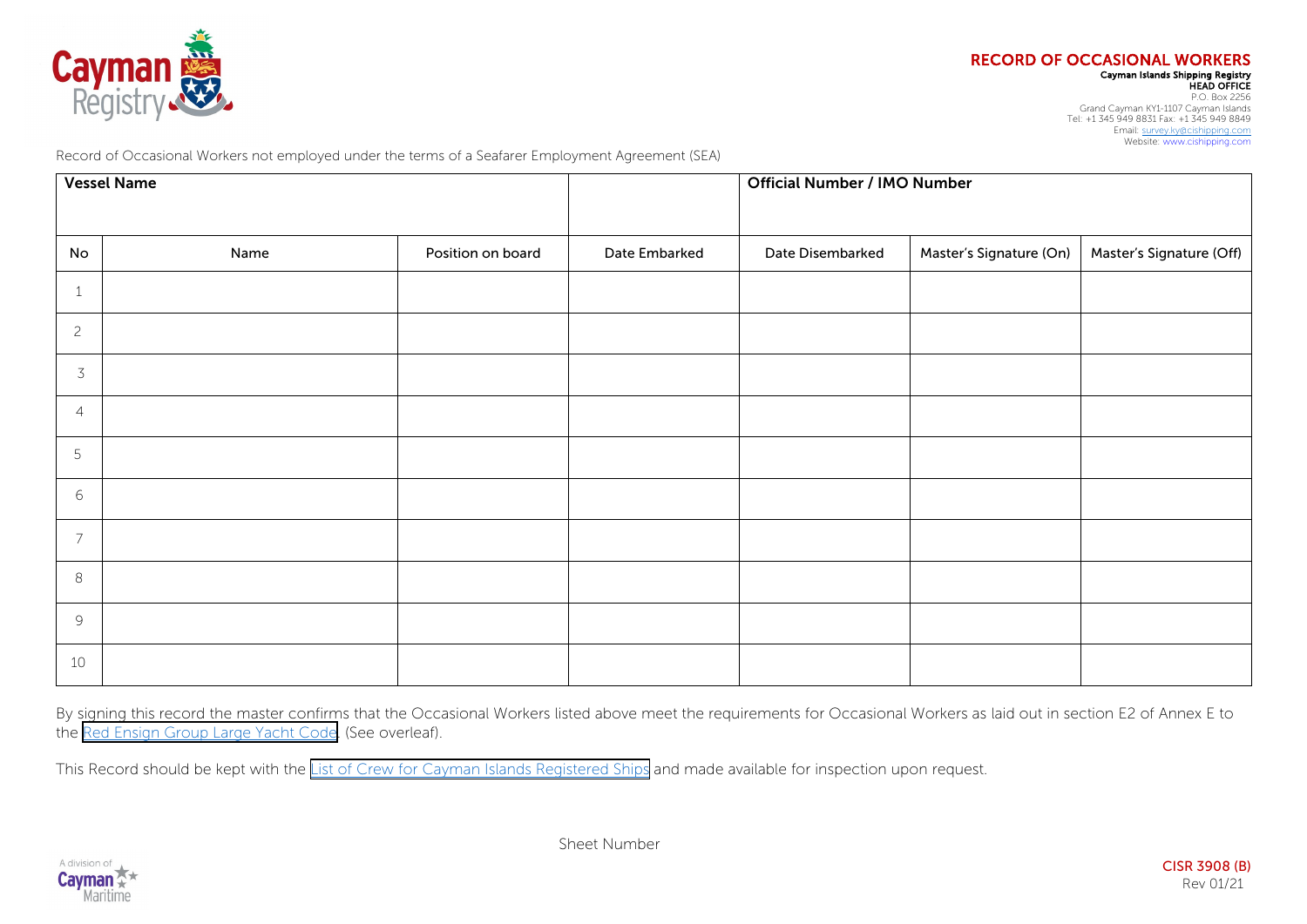# RECORD OF OCCASIONAL WORKERS

**Cayman Islands Shipping Registry**
**HEAD OFFICE**
P.O. Box 2256
Grand Cayman KY1-1107 Cayman Islands
Tel: +1 345 949 8831 Fax: +1 345 949 8849
Email: survey.ky@cishipping.com
Website: www.cishipping.com

Record of Occasional Workers not employed under the terms of a Seafarer Employment Agreement (SEA)

| **Vessel Name** | | | | **Official Number / IMO Number** | | |
|---|---|---|---|---|---|---|
| No | Name | Position on board | Date Embarked | Date Disembarked | Master's Signature (On) | Master's Signature (Off) |
| 1 | | | | | | |
| 2 | | | | | | |
| 3 | | | | | | |
| 4 | | | | | | |
| 5 | | | | | | |
| 6 | | | | | | |
| 7 | | | | | | |
| 8 | | | | | | |
| 9 | | | | | | |
| 10 | | | | | | |

By signing this record the master confirms that the Occasional Workers listed above meet the requirements for Occasional Workers as laid out in section E2 of Annex E to the Red Ensign Group Large Yacht Code. (See overleaf).

This Record should be kept with the List of Crew for Cayman Islands Registered Ships and made available for inspection upon request.

Sheet Number

A division of Cayman Maritime

CISR 3908 (B)
Rev 01/21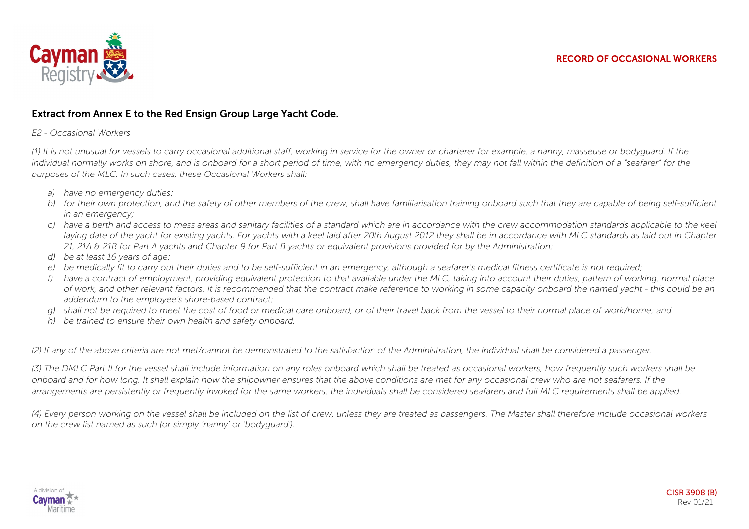## RECORD OF OCCASIONAL WORKERS

## Extract from Annex E to the Red Ensign Group Large Yacht Code.

*E2 - Occasional Workers*

*(1) It is not unusual for vessels to carry occasional additional staff, working in service for the owner or charterer for example, a nanny, masseuse or bodyguard. If the individual normally works on shore, and is onboard for a short period of time, with no emergency duties, they may not fall within the definition of a "seafarer" for the purposes of the MLC. In such cases, these Occasional Workers shall:*

- *a) have no emergency duties;*
- *b) for their own protection, and the safety of other members of the crew, shall have familiarisation training onboard such that they are capable of being self-sufficient in an emergency;*
- *c) have a berth and access to mess areas and sanitary facilities of a standard which are in accordance with the crew accommodation standards applicable to the keel laying date of the yacht for existing yachts. For yachts with a keel laid after 20th August 2012 they shall be in accordance with MLC standards as laid out in Chapter 21, 21A & 21B for Part A yachts and Chapter 9 for Part B yachts or equivalent provisions provided for by the Administration;*
- *d) be at least 16 years of age;*
- *e) be medically fit to carry out their duties and to be self-sufficient in an emergency, although a seafarer's medical fitness certificate is not required;*
- *f) have a contract of employment, providing equivalent protection to that available under the MLC, taking into account their duties, pattern of working, normal place of work, and other relevant factors. It is recommended that the contract make reference to working in some capacity onboard the named yacht - this could be an addendum to the employee's shore-based contract;*
- *g) shall not be required to meet the cost of food or medical care onboard, or of their travel back from the vessel to their normal place of work/home; and*
- *h) be trained to ensure their own health and safety onboard.*

*(2) If any of the above criteria are not met/cannot be demonstrated to the satisfaction of the Administration, the individual shall be considered a passenger.*

*(3) The DMLC Part II for the vessel shall include information on any roles onboard which shall be treated as occasional workers, how frequently such workers shall be onboard and for how long. It shall explain how the shipowner ensures that the above conditions are met for any occasional crew who are not seafarers. If the arrangements are persistently or frequently invoked for the same workers, the individuals shall be considered seafarers and full MLC requirements shall be applied.*

*(4) Every person working on the vessel shall be included on the list of crew, unless they are treated as passengers. The Master shall therefore include occasional workers on the crew list named as such (or simply 'nanny' or 'bodyguard').*

CISR 3908 (B)
Rev 01/21